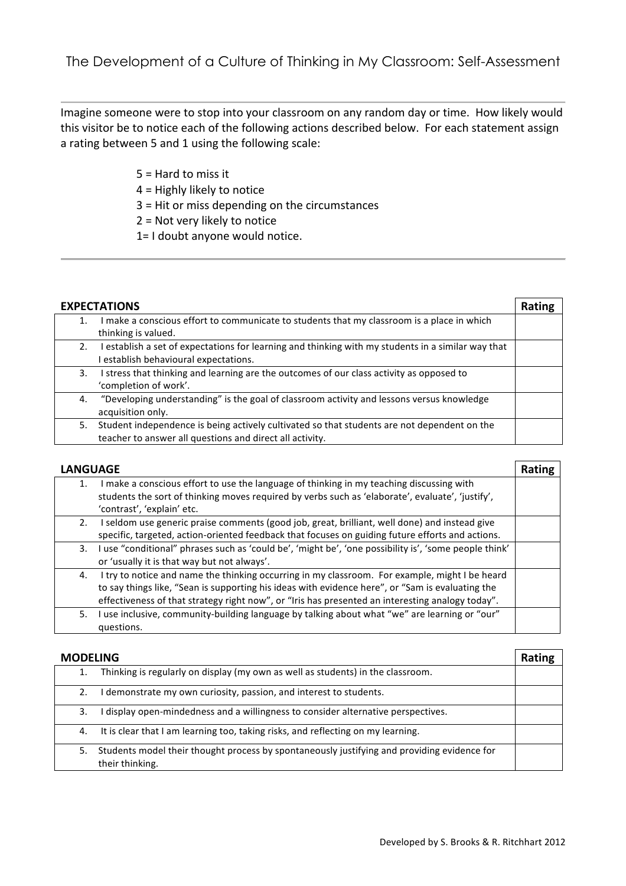# The Development of a Culture of Thinking in My Classroom: Self-Assessment

Imagine someone were to stop into your classroom on any random day or time. How likely would this visitor be to notice each of the following actions described below. For each statement assign a rating between 5 and 1 using the following scale:

5 = Hard to miss it
4 = Highly likely to notice
3 = Hit or miss depending on the circumstances
2 = Not very likely to notice
1= I doubt anyone would notice.

| EXPECTATIONS | Rating |
|---|---|
| 1. I make a conscious effort to communicate to students that my classroom is a place in which thinking is valued. | |
| 2. I establish a set of expectations for learning and thinking with my students in a similar way that I establish behavioural expectations. | |
| 3. I stress that thinking and learning are the outcomes of our class activity as opposed to 'completion of work'. | |
| 4. "Developing understanding" is the goal of classroom activity and lessons versus knowledge acquisition only. | |
| 5. Student independence is being actively cultivated so that students are not dependent on the teacher to answer all questions and direct all activity. | |

| LANGUAGE | Rating |
|---|---|
| 1. I make a conscious effort to use the language of thinking in my teaching discussing with students the sort of thinking moves required by verbs such as 'elaborate', evaluate', 'justify', 'contrast', 'explain' etc. | |
| 2. I seldom use generic praise comments (good job, great, brilliant, well done) and instead give specific, targeted, action-oriented feedback that focuses on guiding future efforts and actions. | |
| 3. I use "conditional" phrases such as 'could be', 'might be', 'one possibility is', 'some people think' or 'usually it is that way but not always'. | |
| 4. I try to notice and name the thinking occurring in my classroom. For example, might I be heard to say things like, "Sean is supporting his ideas with evidence here", or "Sam is evaluating the effectiveness of that strategy right now", or "Iris has presented an interesting analogy today". | |
| 5. I use inclusive, community-building language by talking about what "we" are learning or "our" questions. | |

| MODELING | Rating |
|---|---|
| 1. Thinking is regularly on display (my own as well as students) in the classroom. | |
| 2. I demonstrate my own curiosity, passion, and interest to students. | |
| 3. I display open-mindedness and a willingness to consider alternative perspectives. | |
| 4. It is clear that I am learning too, taking risks, and reflecting on my learning. | |
| 5. Students model their thought process by spontaneously justifying and providing evidence for their thinking. | |

Developed by S. Brooks & R. Ritchhart 2012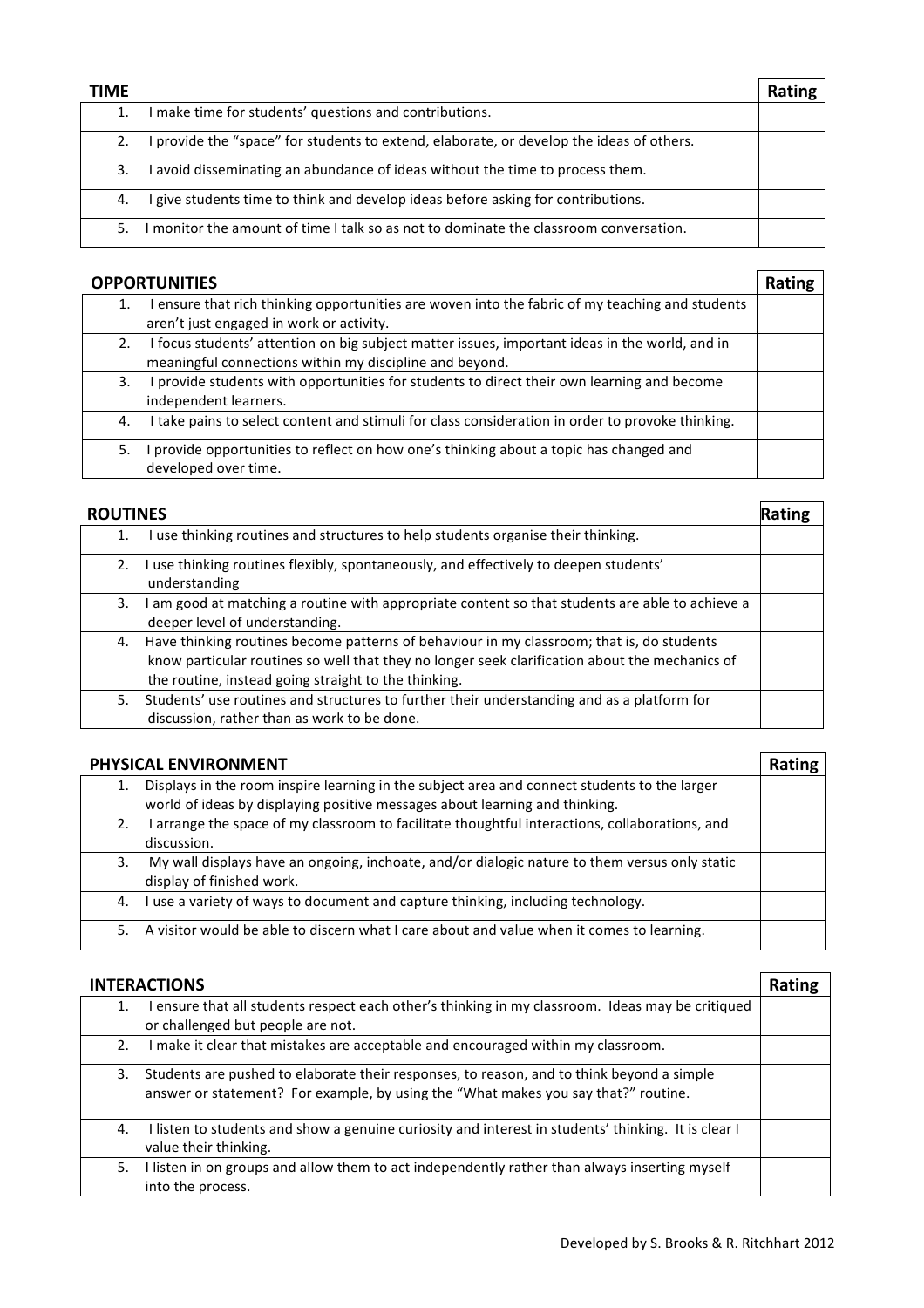| TIME | Rating |
|---|---|
| 1. I make time for students' questions and contributions. | |
| 2. I provide the "space" for students to extend, elaborate, or develop the ideas of others. | |
| 3. I avoid disseminating an abundance of ideas without the time to process them. | |
| 4. I give students time to think and develop ideas before asking for contributions. | |
| 5. I monitor the amount of time I talk so as not to dominate the classroom conversation. | |

| OPPORTUNITIES | Rating |
|---|---|
| 1. I ensure that rich thinking opportunities are woven into the fabric of my teaching and students aren't just engaged in work or activity. | |
| 2. I focus students' attention on big subject matter issues, important ideas in the world, and in meaningful connections within my discipline and beyond. | |
| 3. I provide students with opportunities for students to direct their own learning and become independent learners. | |
| 4. I take pains to select content and stimuli for class consideration in order to provoke thinking. | |
| 5. I provide opportunities to reflect on how one's thinking about a topic has changed and developed over time. | |

| ROUTINES | Rating |
|---|---|
| 1. I use thinking routines and structures to help students organise their thinking. | |
| 2. I use thinking routines flexibly, spontaneously, and effectively to deepen students' understanding | |
| 3. I am good at matching a routine with appropriate content so that students are able to achieve a deeper level of understanding. | |
| 4. Have thinking routines become patterns of behaviour in my classroom; that is, do students know particular routines so well that they no longer seek clarification about the mechanics of the routine, instead going straight to the thinking. | |
| 5. Students' use routines and structures to further their understanding and as a platform for discussion, rather than as work to be done. | |

| PHYSICAL ENVIRONMENT | Rating |
|---|---|
| 1. Displays in the room inspire learning in the subject area and connect students to the larger world of ideas by displaying positive messages about learning and thinking. | |
| 2. I arrange the space of my classroom to facilitate thoughtful interactions, collaborations, and discussion. | |
| 3. My wall displays have an ongoing, inchoate, and/or dialogic nature to them versus only static display of finished work. | |
| 4. I use a variety of ways to document and capture thinking, including technology. | |
| 5. A visitor would be able to discern what I care about and value when it comes to learning. | |

| INTERACTIONS | Rating |
|---|---|
| 1. I ensure that all students respect each other's thinking in my classroom. Ideas may be critiqued or challenged but people are not. | |
| 2. I make it clear that mistakes are acceptable and encouraged within my classroom. | |
| 3. Students are pushed to elaborate their responses, to reason, and to think beyond a simple answer or statement? For example, by using the "What makes you say that?" routine. | |
| 4. I listen to students and show a genuine curiosity and interest in students' thinking. It is clear I value their thinking. | |
| 5. I listen in on groups and allow them to act independently rather than always inserting myself into the process. | |

Developed by S. Brooks & R. Ritchhart 2012